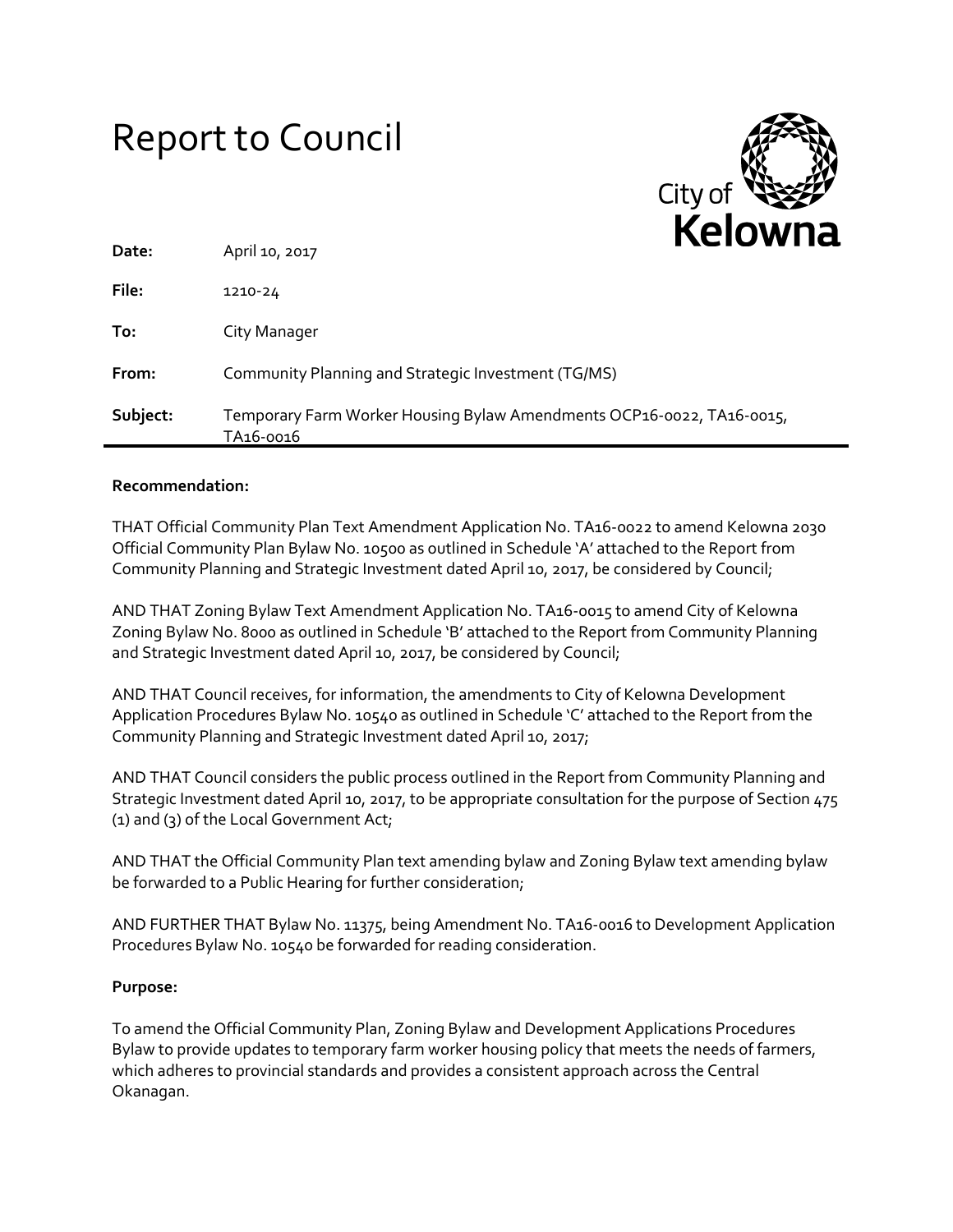# Report to Council

City of Kelowna

| | |
|---|---|
| **Date:** | April 10, 2017 |
| **File:** | 1210-24 |
| **To:** | City Manager |
| **From:** | Community Planning and Strategic Investment (TG/MS) |
| **Subject:** | Temporary Farm Worker Housing Bylaw Amendments OCP16-0022, TA16-0015, TA16-0016 |

**Recommendation:**

THAT Official Community Plan Text Amendment Application No. TA16-0022 to amend Kelowna 2030 Official Community Plan Bylaw No. 10500 as outlined in Schedule 'A' attached to the Report from Community Planning and Strategic Investment dated April 10, 2017, be considered by Council;

AND THAT Zoning Bylaw Text Amendment Application No. TA16-0015 to amend City of Kelowna Zoning Bylaw No. 8000 as outlined in Schedule 'B' attached to the Report from Community Planning and Strategic Investment dated April 10, 2017, be considered by Council;

AND THAT Council receives, for information, the amendments to City of Kelowna Development Application Procedures Bylaw No. 10540 as outlined in Schedule 'C' attached to the Report from the Community Planning and Strategic Investment dated April 10, 2017;

AND THAT Council considers the public process outlined in the Report from Community Planning and Strategic Investment dated April 10, 2017, to be appropriate consultation for the purpose of Section 475 (1) and (3) of the Local Government Act;

AND THAT the Official Community Plan text amending bylaw and Zoning Bylaw text amending bylaw be forwarded to a Public Hearing for further consideration;

AND FURTHER THAT Bylaw No. 11375, being Amendment No. TA16-0016 to Development Application Procedures Bylaw No. 10540 be forwarded for reading consideration.

**Purpose:**

To amend the Official Community Plan, Zoning Bylaw and Development Applications Procedures Bylaw to provide updates to temporary farm worker housing policy that meets the needs of farmers, which adheres to provincial standards and provides a consistent approach across the Central Okanagan.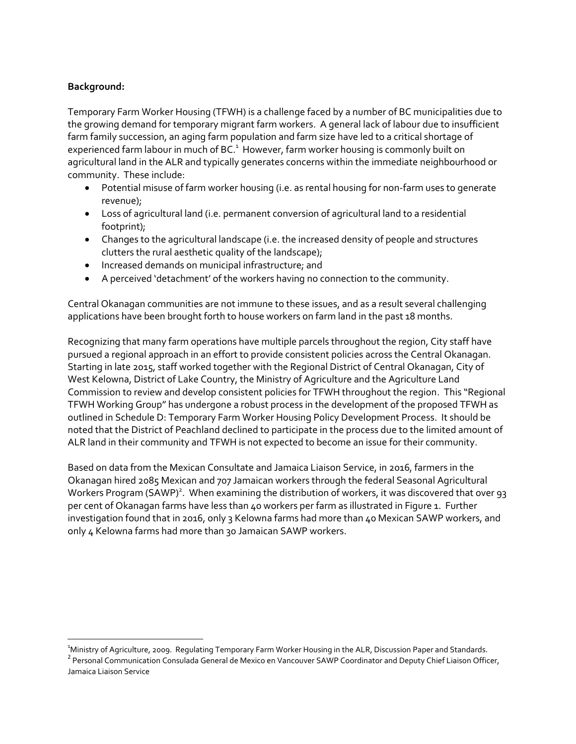**Background:**

Temporary Farm Worker Housing (TFWH) is a challenge faced by a number of BC municipalities due to the growing demand for temporary migrant farm workers. A general lack of labour due to insufficient farm family succession, an aging farm population and farm size have led to a critical shortage of experienced farm labour in much of BC.[1] However, farm worker housing is commonly built on agricultural land in the ALR and typically generates concerns within the immediate neighbourhood or community. These include:

- Potential misuse of farm worker housing (i.e. as rental housing for non-farm uses to generate revenue);
- Loss of agricultural land (i.e. permanent conversion of agricultural land to a residential footprint);
- Changes to the agricultural landscape (i.e. the increased density of people and structures clutters the rural aesthetic quality of the landscape);
- Increased demands on municipal infrastructure; and
- A perceived 'detachment' of the workers having no connection to the community.

Central Okanagan communities are not immune to these issues, and as a result several challenging applications have been brought forth to house workers on farm land in the past 18 months.

Recognizing that many farm operations have multiple parcels throughout the region, City staff have pursued a regional approach in an effort to provide consistent policies across the Central Okanagan. Starting in late 2015, staff worked together with the Regional District of Central Okanagan, City of West Kelowna, District of Lake Country, the Ministry of Agriculture and the Agriculture Land Commission to review and develop consistent policies for TFWH throughout the region. This "Regional TFWH Working Group" has undergone a robust process in the development of the proposed TFWH as outlined in Schedule D: Temporary Farm Worker Housing Policy Development Process. It should be noted that the District of Peachland declined to participate in the process due to the limited amount of ALR land in their community and TFWH is not expected to become an issue for their community.

Based on data from the Mexican Consultate and Jamaica Liaison Service, in 2016, farmers in the Okanagan hired 2085 Mexican and 707 Jamaican workers through the federal Seasonal Agricultural Workers Program (SAWP)[2]. When examining the distribution of workers, it was discovered that over 93 per cent of Okanagan farms have less than 40 workers per farm as illustrated in Figure 1. Further investigation found that in 2016, only 3 Kelowna farms had more than 40 Mexican SAWP workers, and only 4 Kelowna farms had more than 30 Jamaican SAWP workers.

---

[1] Ministry of Agriculture, 2009. Regulating Temporary Farm Worker Housing in the ALR, Discussion Paper and Standards.

[2] Personal Communication Consulada General de Mexico en Vancouver SAWP Coordinator and Deputy Chief Liaison Officer, Jamaica Liaison Service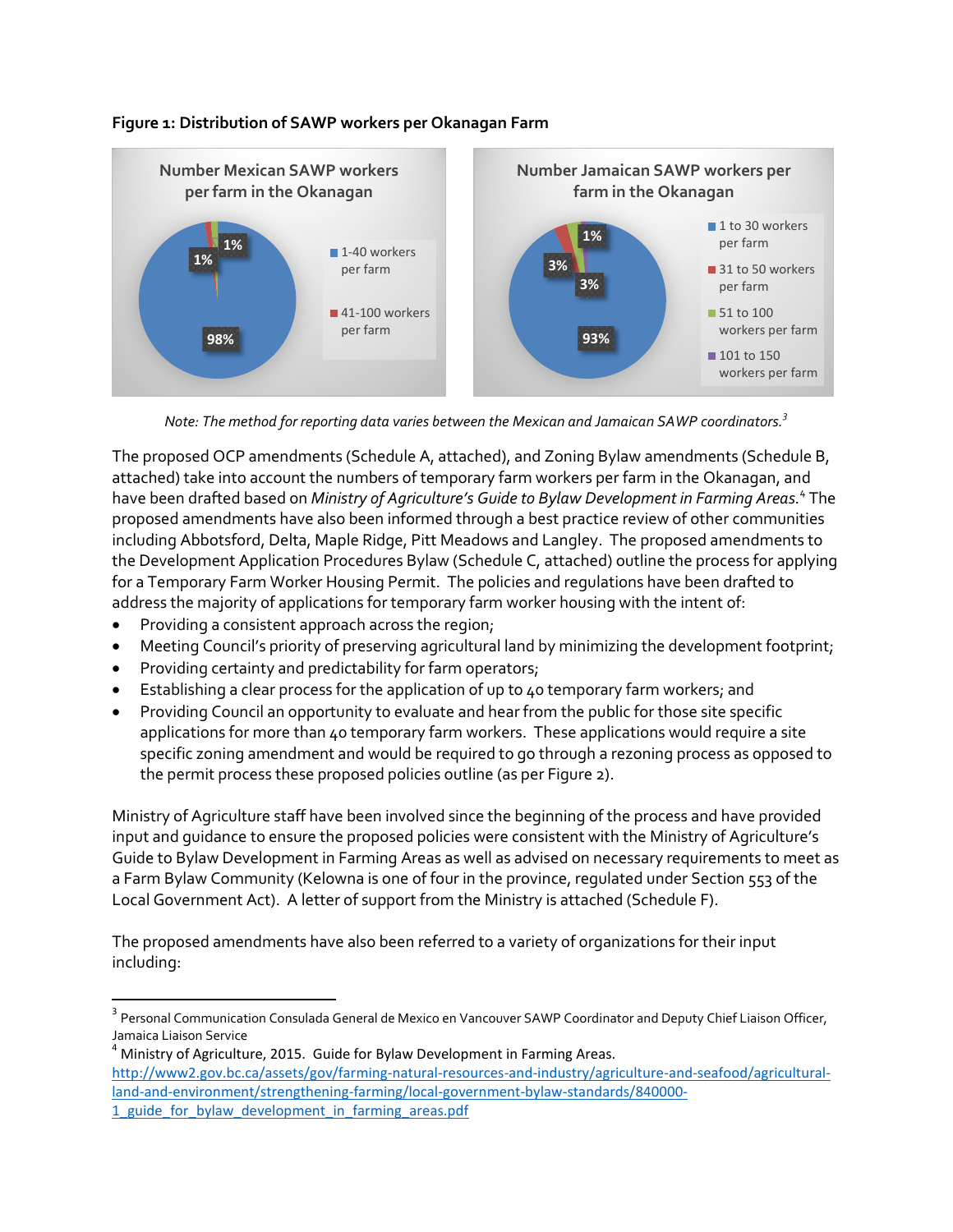**Figure 1: Distribution of SAWP workers per Okanagan Farm**

Number Mexican SAWP workers per farm in the Okanagan

- 1-40 workers per farm: 98%
- 41-100 workers per farm: 1%
- 1%

Number Jamaican SAWP workers per farm in the Okanagan

- 1 to 30 workers per farm: 93%
- 31 to 50 workers per farm: 3%
- 51 to 100 workers per farm: 3%
- 101 to 150 workers per farm: 1%

*Note: The method for reporting data varies between the Mexican and Jamaican SAWP coordinators.*[3]

The proposed OCP amendments (Schedule A, attached), and Zoning Bylaw amendments (Schedule B, attached) take into account the numbers of temporary farm workers per farm in the Okanagan, and have been drafted based on *Ministry of Agriculture's Guide to Bylaw Development in Farming Areas.*[4] The proposed amendments have also been informed through a best practice review of other communities including Abbotsford, Delta, Maple Ridge, Pitt Meadows and Langley. The proposed amendments to the Development Application Procedures Bylaw (Schedule C, attached) outline the process for applying for a Temporary Farm Worker Housing Permit. The policies and regulations have been drafted to address the majority of applications for temporary farm worker housing with the intent of:

- Providing a consistent approach across the region;
- Meeting Council's priority of preserving agricultural land by minimizing the development footprint;
- Providing certainty and predictability for farm operators;
- Establishing a clear process for the application of up to 40 temporary farm workers; and
- Providing Council an opportunity to evaluate and hear from the public for those site specific applications for more than 40 temporary farm workers. These applications would require a site specific zoning amendment and would be required to go through a rezoning process as opposed to the permit process these proposed policies outline (as per Figure 2).

Ministry of Agriculture staff have been involved since the beginning of the process and have provided input and guidance to ensure the proposed policies were consistent with the Ministry of Agriculture's Guide to Bylaw Development in Farming Areas as well as advised on necessary requirements to meet as a Farm Bylaw Community (Kelowna is one of four in the province, regulated under Section 553 of the Local Government Act). A letter of support from the Ministry is attached (Schedule F).

The proposed amendments have also been referred to a variety of organizations for their input including:

---

[3] Personal Communication Consulada General de Mexico en Vancouver SAWP Coordinator and Deputy Chief Liaison Officer, Jamaica Liaison Service

[4] Ministry of Agriculture, 2015. Guide for Bylaw Development in Farming Areas. http://www2.gov.bc.ca/assets/gov/farming-natural-resources-and-industry/agriculture-and-seafood/agricultural-land-and-environment/strengthening-farming/local-government-bylaw-standards/840000-1_guide_for_bylaw_development_in_farming_areas.pdf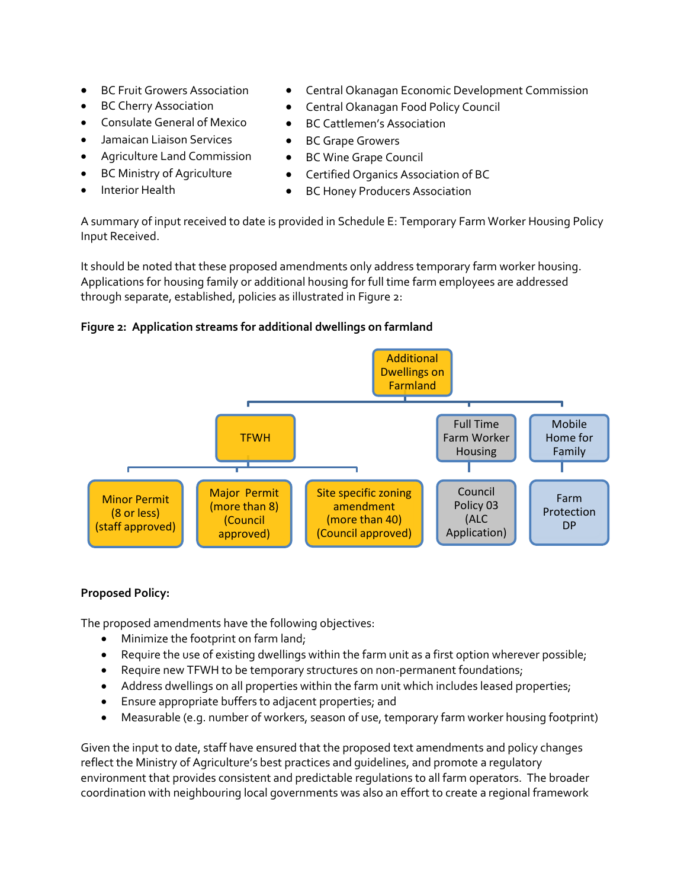- BC Fruit Growers Association
- BC Cherry Association
- Consulate General of Mexico
- Jamaican Liaison Services
- Agriculture Land Commission
- BC Ministry of Agriculture
- Interior Health
- Central Okanagan Economic Development Commission
- Central Okanagan Food Policy Council
- BC Cattlemen's Association
- BC Grape Growers
- BC Wine Grape Council
- Certified Organics Association of BC
- BC Honey Producers Association

A summary of input received to date is provided in Schedule E: Temporary Farm Worker Housing Policy Input Received.

It should be noted that these proposed amendments only address temporary farm worker housing. Applications for housing family or additional housing for full time farm employees are addressed through separate, established, policies as illustrated in Figure 2:

**Figure 2: Application streams for additional dwellings on farmland**

- Additional Dwellings on Farmland
  - TFWH
    - Minor Permit (8 or less) (staff approved)
    - Major Permit (more than 8) (Council approved)
    - Site specific zoning amendment (more than 40) (Council approved)
  - Full Time Farm Worker Housing
    - Council Policy 03 (ALC Application)
  - Mobile Home for Family
    - Farm Protection DP

**Proposed Policy:**

The proposed amendments have the following objectives:

- Minimize the footprint on farm land;
- Require the use of existing dwellings within the farm unit as a first option wherever possible;
- Require new TFWH to be temporary structures on non-permanent foundations;
- Address dwellings on all properties within the farm unit which includes leased properties;
- Ensure appropriate buffers to adjacent properties; and
- Measurable (e.g. number of workers, season of use, temporary farm worker housing footprint)

Given the input to date, staff have ensured that the proposed text amendments and policy changes reflect the Ministry of Agriculture's best practices and guidelines, and promote a regulatory environment that provides consistent and predictable regulations to all farm operators. The broader coordination with neighbouring local governments was also an effort to create a regional framework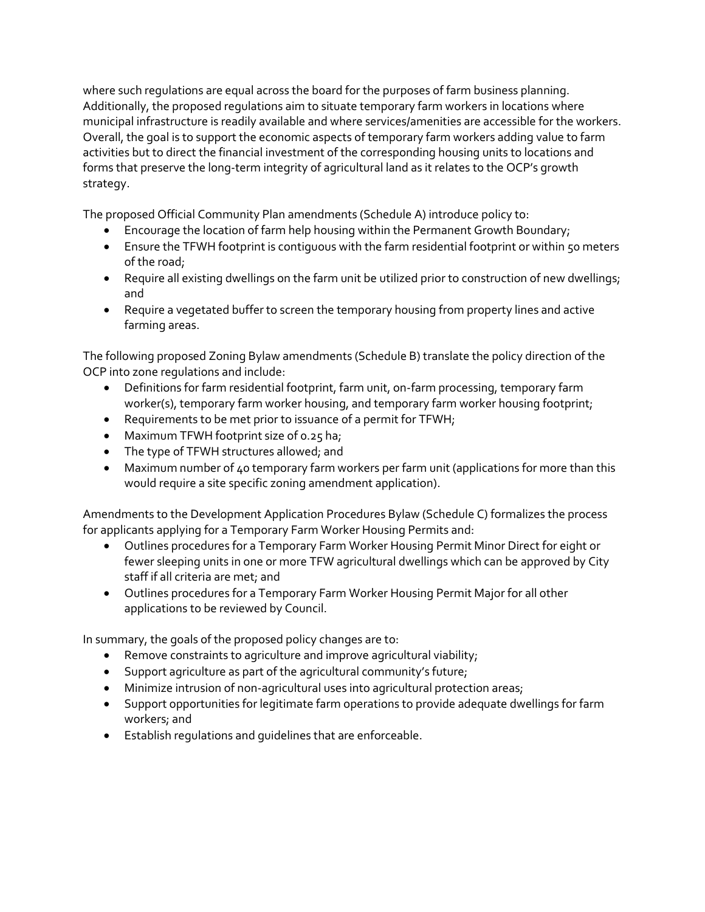where such regulations are equal across the board for the purposes of farm business planning. Additionally, the proposed regulations aim to situate temporary farm workers in locations where municipal infrastructure is readily available and where services/amenities are accessible for the workers. Overall, the goal is to support the economic aspects of temporary farm workers adding value to farm activities but to direct the financial investment of the corresponding housing units to locations and forms that preserve the long-term integrity of agricultural land as it relates to the OCP's growth strategy.

The proposed Official Community Plan amendments (Schedule A) introduce policy to:

- Encourage the location of farm help housing within the Permanent Growth Boundary;
- Ensure the TFWH footprint is contiguous with the farm residential footprint or within 50 meters of the road;
- Require all existing dwellings on the farm unit be utilized prior to construction of new dwellings; and
- Require a vegetated buffer to screen the temporary housing from property lines and active farming areas.

The following proposed Zoning Bylaw amendments (Schedule B) translate the policy direction of the OCP into zone regulations and include:

- Definitions for farm residential footprint, farm unit, on-farm processing, temporary farm worker(s), temporary farm worker housing, and temporary farm worker housing footprint;
- Requirements to be met prior to issuance of a permit for TFWH;
- Maximum TFWH footprint size of 0.25 ha;
- The type of TFWH structures allowed; and
- Maximum number of 40 temporary farm workers per farm unit (applications for more than this would require a site specific zoning amendment application).

Amendments to the Development Application Procedures Bylaw (Schedule C) formalizes the process for applicants applying for a Temporary Farm Worker Housing Permits and:

- Outlines procedures for a Temporary Farm Worker Housing Permit Minor Direct for eight or fewer sleeping units in one or more TFW agricultural dwellings which can be approved by City staff if all criteria are met; and
- Outlines procedures for a Temporary Farm Worker Housing Permit Major for all other applications to be reviewed by Council.

In summary, the goals of the proposed policy changes are to:

- Remove constraints to agriculture and improve agricultural viability;
- Support agriculture as part of the agricultural community's future;
- Minimize intrusion of non-agricultural uses into agricultural protection areas;
- Support opportunities for legitimate farm operations to provide adequate dwellings for farm workers; and
- Establish regulations and guidelines that are enforceable.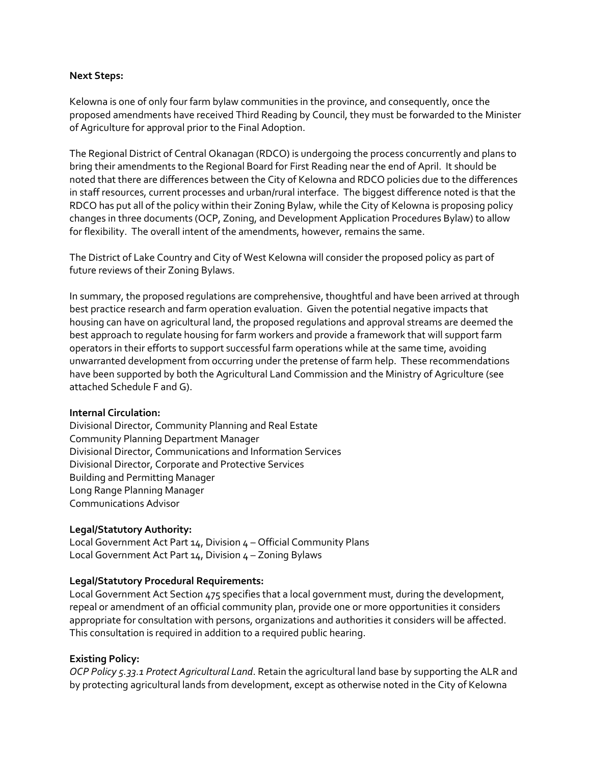**Next Steps:**

Kelowna is one of only four farm bylaw communities in the province, and consequently, once the proposed amendments have received Third Reading by Council, they must be forwarded to the Minister of Agriculture for approval prior to the Final Adoption.

The Regional District of Central Okanagan (RDCO) is undergoing the process concurrently and plans to bring their amendments to the Regional Board for First Reading near the end of April. It should be noted that there are differences between the City of Kelowna and RDCO policies due to the differences in staff resources, current processes and urban/rural interface. The biggest difference noted is that the RDCO has put all of the policy within their Zoning Bylaw, while the City of Kelowna is proposing policy changes in three documents (OCP, Zoning, and Development Application Procedures Bylaw) to allow for flexibility. The overall intent of the amendments, however, remains the same.

The District of Lake Country and City of West Kelowna will consider the proposed policy as part of future reviews of their Zoning Bylaws.

In summary, the proposed regulations are comprehensive, thoughtful and have been arrived at through best practice research and farm operation evaluation. Given the potential negative impacts that housing can have on agricultural land, the proposed regulations and approval streams are deemed the best approach to regulate housing for farm workers and provide a framework that will support farm operators in their efforts to support successful farm operations while at the same time, avoiding unwarranted development from occurring under the pretense of farm help. These recommendations have been supported by both the Agricultural Land Commission and the Ministry of Agriculture (see attached Schedule F and G).

**Internal Circulation:**
Divisional Director, Community Planning and Real Estate
Community Planning Department Manager
Divisional Director, Communications and Information Services
Divisional Director, Corporate and Protective Services
Building and Permitting Manager
Long Range Planning Manager
Communications Advisor

**Legal/Statutory Authority:**
Local Government Act Part 14, Division 4 – Official Community Plans
Local Government Act Part 14, Division 4 – Zoning Bylaws

**Legal/Statutory Procedural Requirements:**
Local Government Act Section 475 specifies that a local government must, during the development, repeal or amendment of an official community plan, provide one or more opportunities it considers appropriate for consultation with persons, organizations and authorities it considers will be affected. This consultation is required in addition to a required public hearing.

**Existing Policy:**
*OCP Policy 5.33.1 Protect Agricultural Land*. Retain the agricultural land base by supporting the ALR and by protecting agricultural lands from development, except as otherwise noted in the City of Kelowna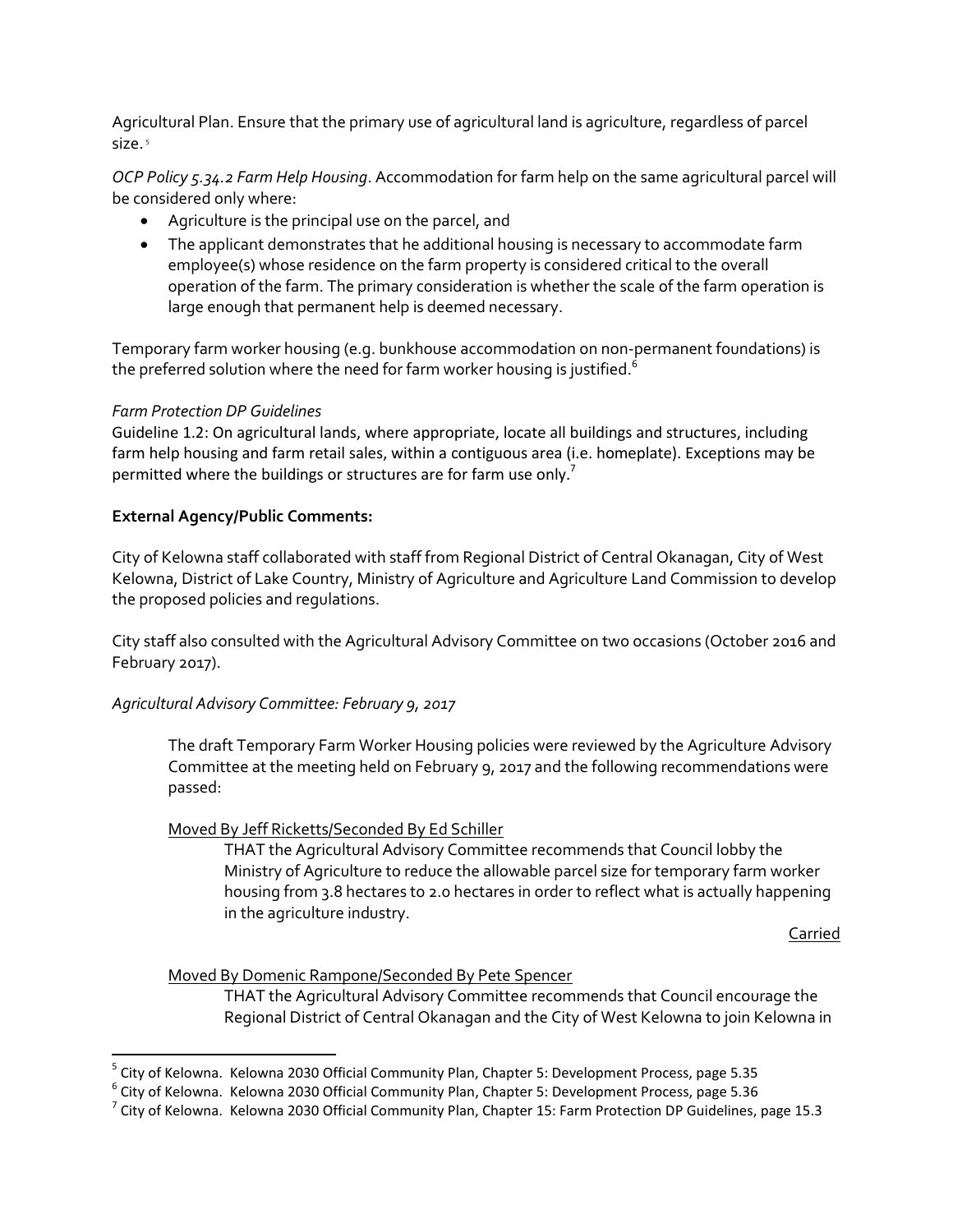Agricultural Plan. Ensure that the primary use of agricultural land is agriculture, regardless of parcel size. [5]

*OCP Policy 5.34.2 Farm Help Housing*. Accommodation for farm help on the same agricultural parcel will be considered only where:

- Agriculture is the principal use on the parcel, and
- The applicant demonstrates that he additional housing is necessary to accommodate farm employee(s) whose residence on the farm property is considered critical to the overall operation of the farm. The primary consideration is whether the scale of the farm operation is large enough that permanent help is deemed necessary.

Temporary farm worker housing (e.g. bunkhouse accommodation on non-permanent foundations) is the preferred solution where the need for farm worker housing is justified.[6]

*Farm Protection DP Guidelines*

Guideline 1.2: On agricultural lands, where appropriate, locate all buildings and structures, including farm help housing and farm retail sales, within a contiguous area (i.e. homeplate). Exceptions may be permitted where the buildings or structures are for farm use only.[7]

**External Agency/Public Comments:**

City of Kelowna staff collaborated with staff from Regional District of Central Okanagan, City of West Kelowna, District of Lake Country, Ministry of Agriculture and Agriculture Land Commission to develop the proposed policies and regulations.

City staff also consulted with the Agricultural Advisory Committee on two occasions (October 2016 and February 2017).

*Agricultural Advisory Committee: February 9, 2017*

> The draft Temporary Farm Worker Housing policies were reviewed by the Agriculture Advisory Committee at the meeting held on February 9, 2017 and the following recommendations were passed:
>
> Moved By Jeff Ricketts/Seconded By Ed Schiller
>
> > THAT the Agricultural Advisory Committee recommends that Council lobby the Ministry of Agriculture to reduce the allowable parcel size for temporary farm worker housing from 3.8 hectares to 2.0 hectares in order to reflect what is actually happening in the agriculture industry.
> >
> > Carried
>
> Moved By Domenic Rampone/Seconded By Pete Spencer
>
> > THAT the Agricultural Advisory Committee recommends that Council encourage the Regional District of Central Okanagan and the City of West Kelowna to join Kelowna in

---

[5] City of Kelowna. Kelowna 2030 Official Community Plan, Chapter 5: Development Process, page 5.35

[6] City of Kelowna. Kelowna 2030 Official Community Plan, Chapter 5: Development Process, page 5.36

[7] City of Kelowna. Kelowna 2030 Official Community Plan, Chapter 15: Farm Protection DP Guidelines, page 15.3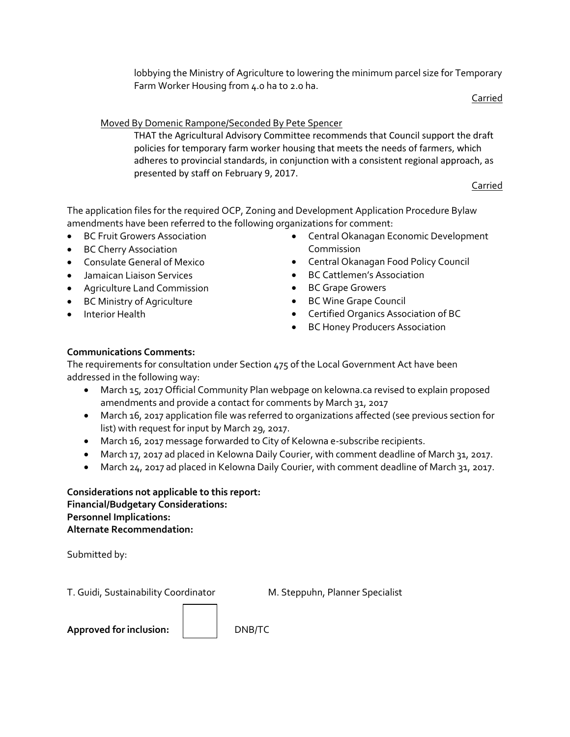lobbying the Ministry of Agriculture to lowering the minimum parcel size for Temporary Farm Worker Housing from 4.0 ha to 2.0 ha.

Carried

Moved By Domenic Rampone/Seconded By Pete Spencer

THAT the Agricultural Advisory Committee recommends that Council support the draft policies for temporary farm worker housing that meets the needs of farmers, which adheres to provincial standards, in conjunction with a consistent regional approach, as presented by staff on February 9, 2017.

Carried

The application files for the required OCP, Zoning and Development Application Procedure Bylaw amendments have been referred to the following organizations for comment:

- BC Fruit Growers Association
- BC Cherry Association
- Consulate General of Mexico
- Jamaican Liaison Services
- Agriculture Land Commission
- BC Ministry of Agriculture
- Interior Health
- Central Okanagan Economic Development Commission
- Central Okanagan Food Policy Council
- BC Cattlemen's Association
- BC Grape Growers
- BC Wine Grape Council
- Certified Organics Association of BC
- BC Honey Producers Association

**Communications Comments:**

The requirements for consultation under Section 475 of the Local Government Act have been addressed in the following way:

- March 15, 2017 Official Community Plan webpage on kelowna.ca revised to explain proposed amendments and provide a contact for comments by March 31, 2017
- March 16, 2017 application file was referred to organizations affected (see previous section for list) with request for input by March 29, 2017.
- March 16, 2017 message forwarded to City of Kelowna e-subscribe recipients.
- March 17, 2017 ad placed in Kelowna Daily Courier, with comment deadline of March 31, 2017.
- March 24, 2017 ad placed in Kelowna Daily Courier, with comment deadline of March 31, 2017.

**Considerations not applicable to this report:**
**Financial/Budgetary Considerations:**
**Personnel Implications:**
**Alternate Recommendation:**

Submitted by:

T. Guidi, Sustainability Coordinator M. Steppuhn, Planner Specialist

**Approved for inclusion:** DNB/TC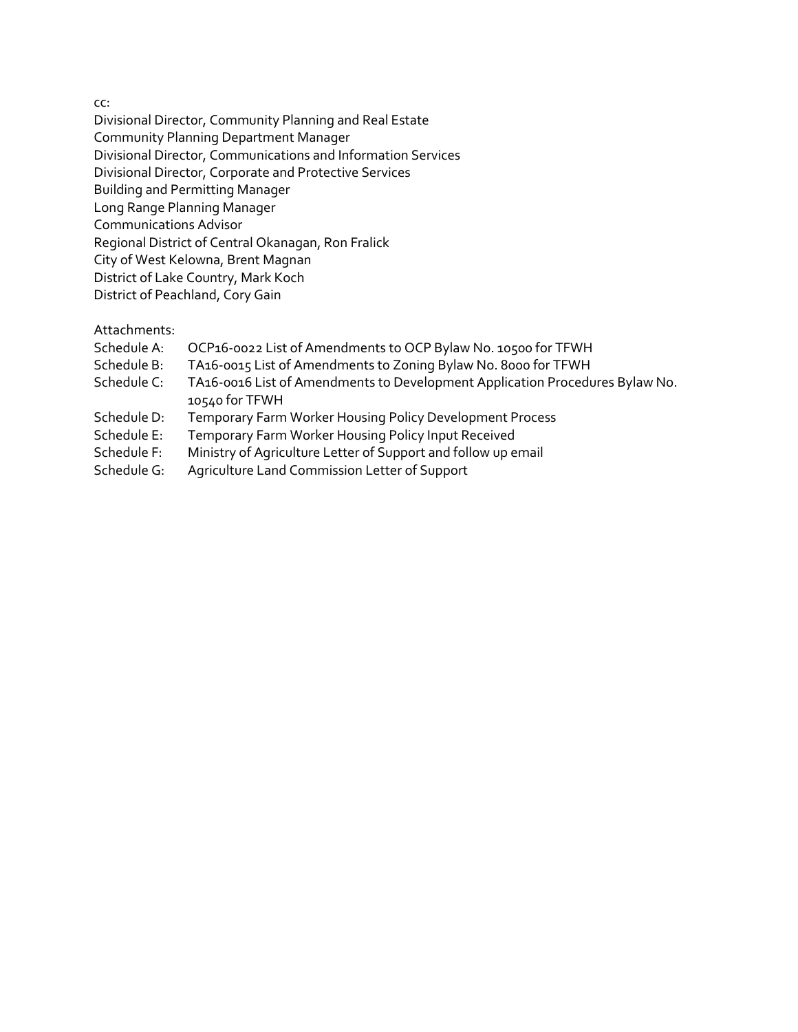cc:
Divisional Director, Community Planning and Real Estate
Community Planning Department Manager
Divisional Director, Communications and Information Services
Divisional Director, Corporate and Protective Services
Building and Permitting Manager
Long Range Planning Manager
Communications Advisor
Regional District of Central Okanagan, Ron Fralick
City of West Kelowna, Brent Magnan
District of Lake Country, Mark Koch
District of Peachland, Cory Gain

Attachments:

| | |
|---|---|
| Schedule A: | OCP16-0022 List of Amendments to OCP Bylaw No. 10500 for TFWH |
| Schedule B: | TA16-0015 List of Amendments to Zoning Bylaw No. 8000 for TFWH |
| Schedule C: | TA16-0016 List of Amendments to Development Application Procedures Bylaw No. 10540 for TFWH |
| Schedule D: | Temporary Farm Worker Housing Policy Development Process |
| Schedule E: | Temporary Farm Worker Housing Policy Input Received |
| Schedule F: | Ministry of Agriculture Letter of Support and follow up email |
| Schedule G: | Agriculture Land Commission Letter of Support |